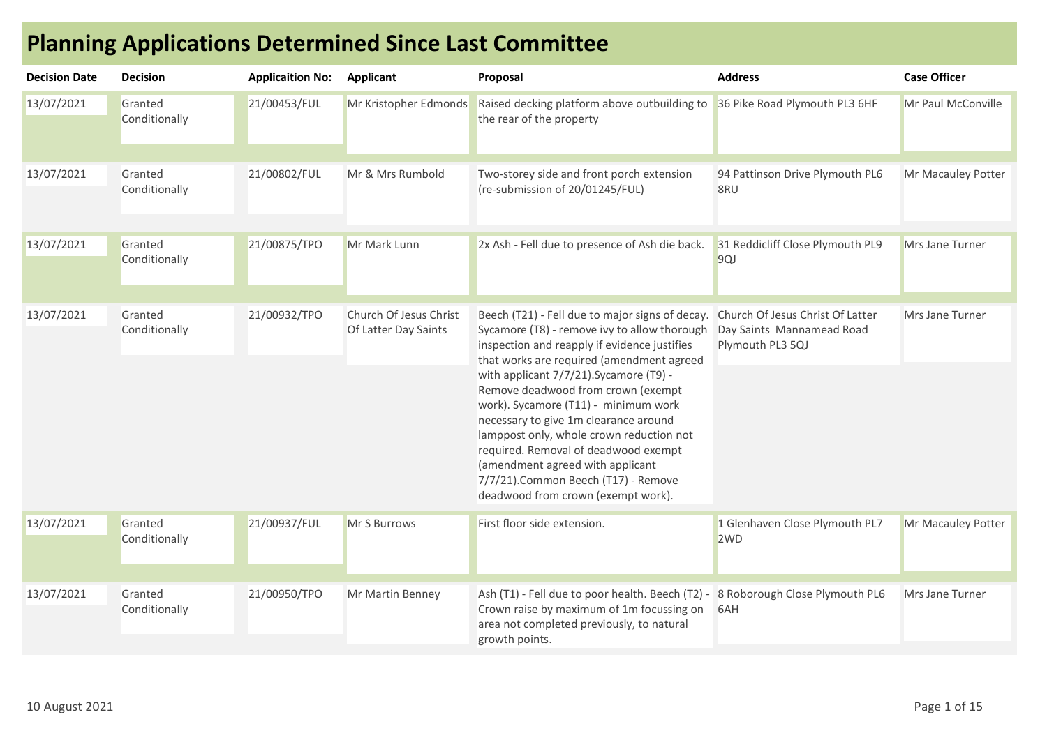# Planning Applications Determined Since Last Committee

| Decision Date | Decision | Applicaition No: | Applicant | Proposal | Address | Case Officer |
|---|---|---|---|---|---|---|
| 13/07/2021 | Granted Conditionally | 21/00453/FUL | Mr Kristopher Edmonds | Raised decking platform above outbuilding to the rear of the property | 36 Pike Road Plymouth PL3 6HF | Mr Paul McConville |
| 13/07/2021 | Granted Conditionally | 21/00802/FUL | Mr & Mrs Rumbold | Two-storey side and front porch extension (re-submission of 20/01245/FUL) | 94 Pattinson Drive Plymouth PL6 8RU | Mr Macauley Potter |
| 13/07/2021 | Granted Conditionally | 21/00875/TPO | Mr Mark Lunn | 2x Ash - Fell due to presence of Ash die back. | 31 Reddicliff Close Plymouth PL9 9QJ | Mrs Jane Turner |
| 13/07/2021 | Granted Conditionally | 21/00932/TPO | Church Of Jesus Christ Of Latter Day Saints | Beech (T21) - Fell due to major signs of decay. Sycamore (T8) - remove ivy to allow thorough inspection and reapply if evidence justifies that works are required (amendment agreed with applicant 7/7/21).Sycamore (T9) - Remove deadwood from crown (exempt work). Sycamore (T11) - minimum work necessary to give 1m clearance around lamppost only, whole crown reduction not required. Removal of deadwood exempt (amendment agreed with applicant 7/7/21).Common Beech (T17) - Remove deadwood from crown (exempt work). | Church Of Jesus Christ Of Latter Day Saints Mannamead Road Plymouth PL3 5QJ | Mrs Jane Turner |
| 13/07/2021 | Granted Conditionally | 21/00937/FUL | Mr S Burrows | First floor side extension. | 1 Glenhaven Close Plymouth PL7 2WD | Mr Macauley Potter |
| 13/07/2021 | Granted Conditionally | 21/00950/TPO | Mr Martin Benney | Ash (T1) - Fell due to poor health. Beech (T2) - Crown raise by maximum of 1m focussing on area not completed previously, to natural growth points. | 8 Roborough Close Plymouth PL6 6AH | Mrs Jane Turner |

10 August 2021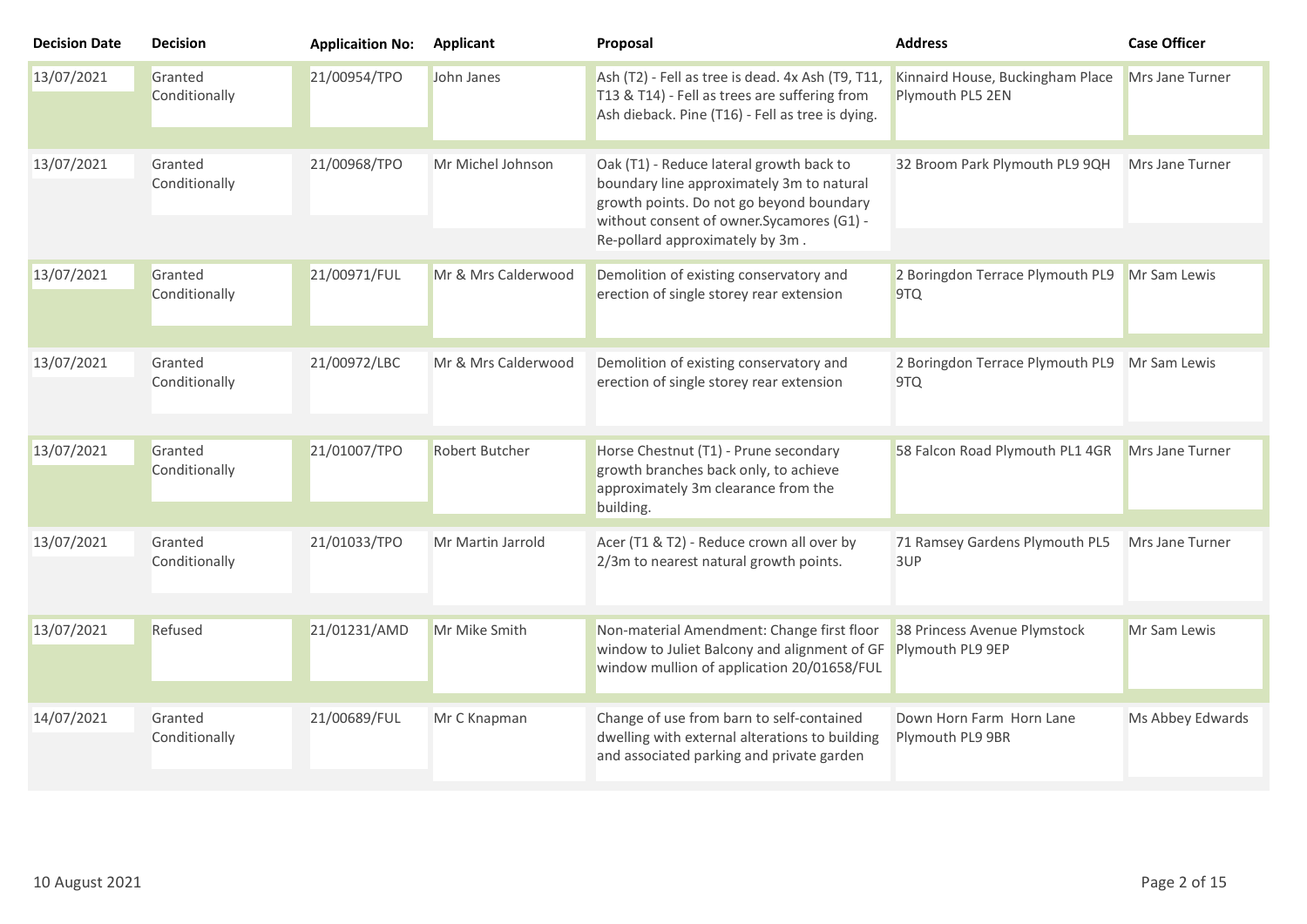| Decision Date | Decision | Applicaition No: | Applicant | Proposal | Address | Case Officer |
|---|---|---|---|---|---|---|
| 13/07/2021 | Granted Conditionally | 21/00954/TPO | John Janes | Ash (T2) - Fell as tree is dead. 4x Ash (T9, T11, T13 & T14) - Fell as trees are suffering from Ash dieback. Pine (T16) - Fell as tree is dying. | Kinnaird House, Buckingham Place Plymouth PL5 2EN | Mrs Jane Turner |
| 13/07/2021 | Granted Conditionally | 21/00968/TPO | Mr Michel Johnson | Oak (T1) - Reduce lateral growth back to boundary line approximately 3m to natural growth points. Do not go beyond boundary without consent of owner.Sycamores (G1) - Re-pollard approximately by 3m . | 32 Broom Park Plymouth PL9 9QH | Mrs Jane Turner |
| 13/07/2021 | Granted Conditionally | 21/00971/FUL | Mr & Mrs Calderwood | Demolition of existing conservatory and erection of single storey rear extension | 2 Boringdon Terrace Plymouth PL9 9TQ | Mr Sam Lewis |
| 13/07/2021 | Granted Conditionally | 21/00972/LBC | Mr & Mrs Calderwood | Demolition of existing conservatory and erection of single storey rear extension | 2 Boringdon Terrace Plymouth PL9 9TQ | Mr Sam Lewis |
| 13/07/2021 | Granted Conditionally | 21/01007/TPO | Robert Butcher | Horse Chestnut (T1) - Prune secondary growth branches back only, to achieve approximately 3m clearance from the building. | 58 Falcon Road Plymouth PL1 4GR | Mrs Jane Turner |
| 13/07/2021 | Granted Conditionally | 21/01033/TPO | Mr Martin Jarrold | Acer (T1 & T2) - Reduce crown all over by 2/3m to nearest natural growth points. | 71 Ramsey Gardens Plymouth PL5 3UP | Mrs Jane Turner |
| 13/07/2021 | Refused | 21/01231/AMD | Mr Mike Smith | Non-material Amendment: Change first floor window to Juliet Balcony and alignment of GF window mullion of application 20/01658/FUL | 38 Princess Avenue Plymstock Plymouth PL9 9EP | Mr Sam Lewis |
| 14/07/2021 | Granted Conditionally | 21/00689/FUL | Mr C Knapman | Change of use from barn to self-contained dwelling with external alterations to building and associated parking and private garden | Down Horn Farm Horn Lane Plymouth PL9 9BR | Ms Abbey Edwards |

10 August 2021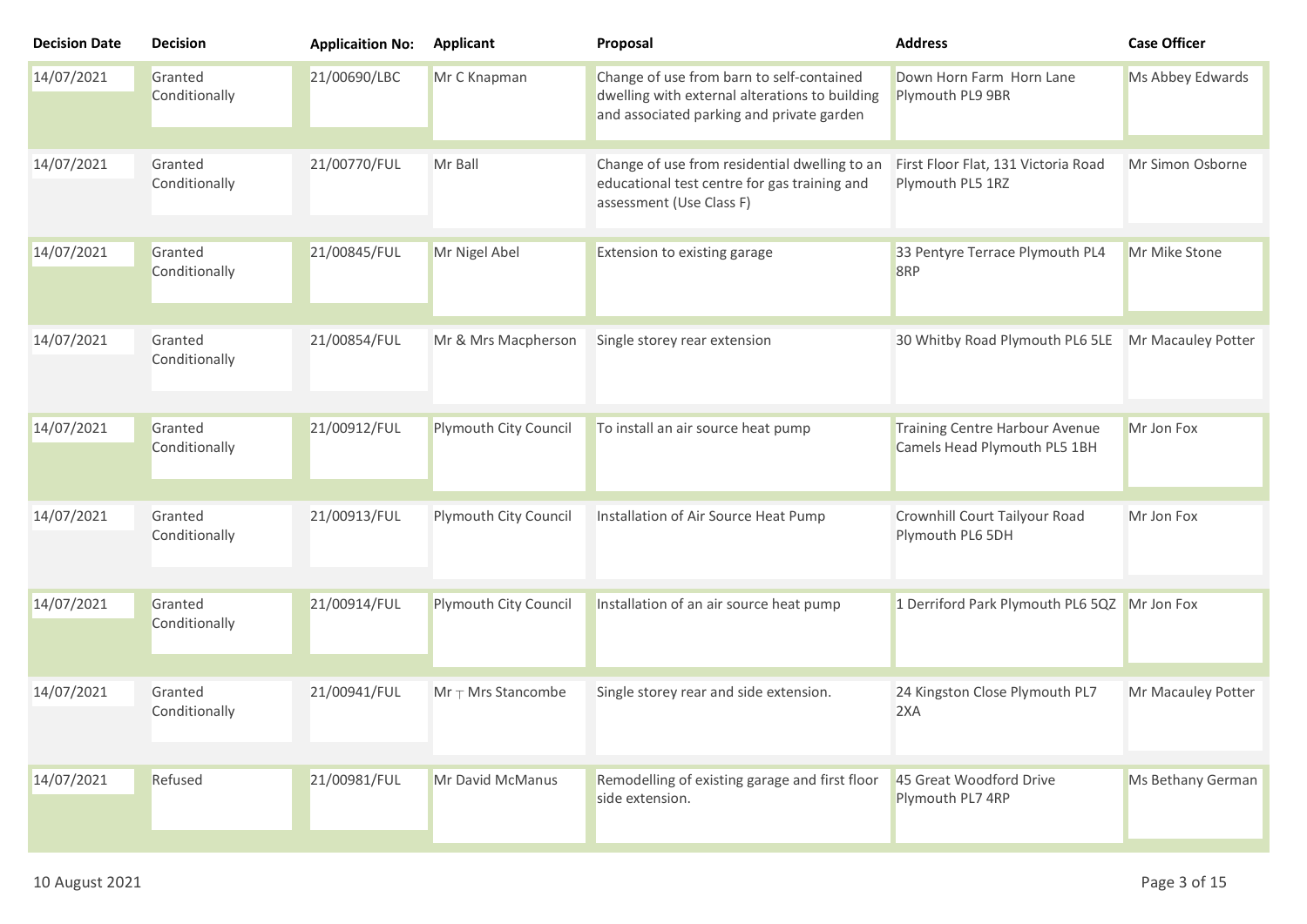| Decision Date | Decision | Applicaition No: | Applicant | Proposal | Address | Case Officer |
|---|---|---|---|---|---|---|
| 14/07/2021 | Granted Conditionally | 21/00690/LBC | Mr C Knapman | Change of use from barn to self-contained dwelling with external alterations to building and associated parking and private garden | Down Horn Farm Horn Lane Plymouth PL9 9BR | Ms Abbey Edwards |
| 14/07/2021 | Granted Conditionally | 21/00770/FUL | Mr Ball | Change of use from residential dwelling to an educational test centre for gas training and assessment (Use Class F) | First Floor Flat, 131 Victoria Road Plymouth PL5 1RZ | Mr Simon Osborne |
| 14/07/2021 | Granted Conditionally | 21/00845/FUL | Mr Nigel Abel | Extension to existing garage | 33 Pentyre Terrace Plymouth PL4 8RP | Mr Mike Stone |
| 14/07/2021 | Granted Conditionally | 21/00854/FUL | Mr & Mrs Macpherson | Single storey rear extension | 30 Whitby Road Plymouth PL6 5LE | Mr Macauley Potter |
| 14/07/2021 | Granted Conditionally | 21/00912/FUL | Plymouth City Council | To install an air source heat pump | Training Centre Harbour Avenue Camels Head Plymouth PL5 1BH | Mr Jon Fox |
| 14/07/2021 | Granted Conditionally | 21/00913/FUL | Plymouth City Council | Installation of Air Source Heat Pump | Crownhill Court Tailyour Road Plymouth PL6 5DH | Mr Jon Fox |
| 14/07/2021 | Granted Conditionally | 21/00914/FUL | Plymouth City Council | Installation of an air source heat pump | 1 Derriford Park Plymouth PL6 5QZ | Mr Jon Fox |
| 14/07/2021 | Granted Conditionally | 21/00941/FUL | Mr ┬ Mrs Stancombe | Single storey rear and side extension. | 24 Kingston Close Plymouth PL7 2XA | Mr Macauley Potter |
| 14/07/2021 | Refused | 21/00981/FUL | Mr David McManus | Remodelling of existing garage and first floor side extension. | 45 Great Woodford Drive Plymouth PL7 4RP | Ms Bethany German |

10 August 2021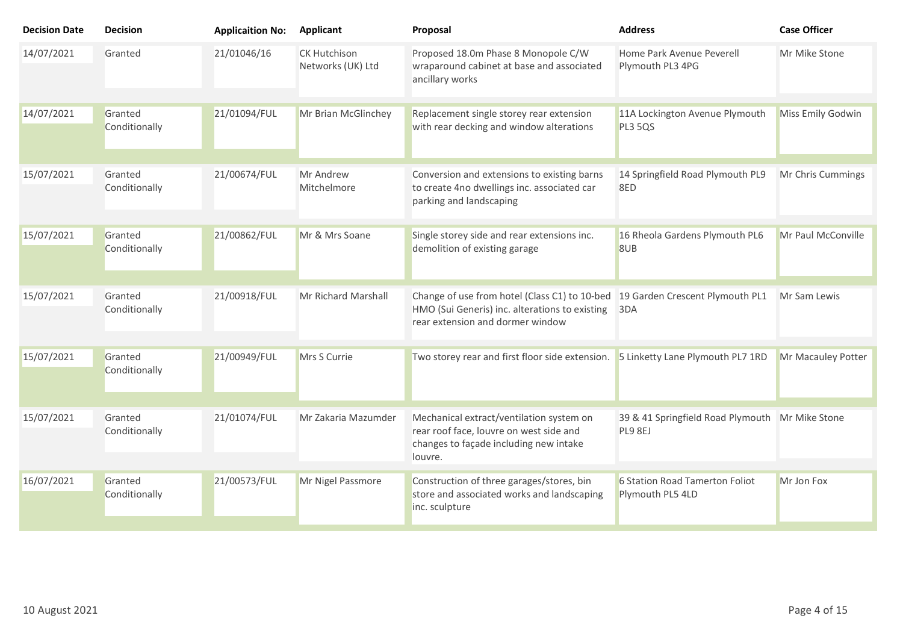| Decision Date | Decision | Applicaition No: | Applicant | Proposal | Address | Case Officer |
|---|---|---|---|---|---|---|
| 14/07/2021 | Granted | 21/01046/16 | CK Hutchison Networks (UK) Ltd | Proposed 18.0m Phase 8 Monopole C/W wraparound cabinet at base and associated ancillary works | Home Park Avenue Peverell Plymouth PL3 4PG | Mr Mike Stone |
| 14/07/2021 | Granted Conditionally | 21/01094/FUL | Mr Brian McGlinchey | Replacement single storey rear extension with rear decking and window alterations | 11A Lockington Avenue Plymouth PL3 5QS | Miss Emily Godwin |
| 15/07/2021 | Granted Conditionally | 21/00674/FUL | Mr Andrew Mitchelmore | Conversion and extensions to existing barns to create 4no dwellings inc. associated car parking and landscaping | 14 Springfield Road Plymouth PL9 8ED | Mr Chris Cummings |
| 15/07/2021 | Granted Conditionally | 21/00862/FUL | Mr & Mrs Soane | Single storey side and rear extensions inc. demolition of existing garage | 16 Rheola Gardens Plymouth PL6 8UB | Mr Paul McConville |
| 15/07/2021 | Granted Conditionally | 21/00918/FUL | Mr Richard Marshall | Change of use from hotel (Class C1) to 10-bed HMO (Sui Generis) inc. alterations to existing rear extension and dormer window | 19 Garden Crescent Plymouth PL1 3DA | Mr Sam Lewis |
| 15/07/2021 | Granted Conditionally | 21/00949/FUL | Mrs S Currie | Two storey rear and first floor side extension. | 5 Linketty Lane Plymouth PL7 1RD | Mr Macauley Potter |
| 15/07/2021 | Granted Conditionally | 21/01074/FUL | Mr Zakaria Mazumder | Mechanical extract/ventilation system on rear roof face, louvre on west side and changes to façade including new intake louvre. | 39 & 41 Springfield Road Plymouth PL9 8EJ | Mr Mike Stone |
| 16/07/2021 | Granted Conditionally | 21/00573/FUL | Mr Nigel Passmore | Construction of three garages/stores, bin store and associated works and landscaping inc. sculpture | 6 Station Road Tamerton Foliot Plymouth PL5 4LD | Mr Jon Fox |

10 August 2021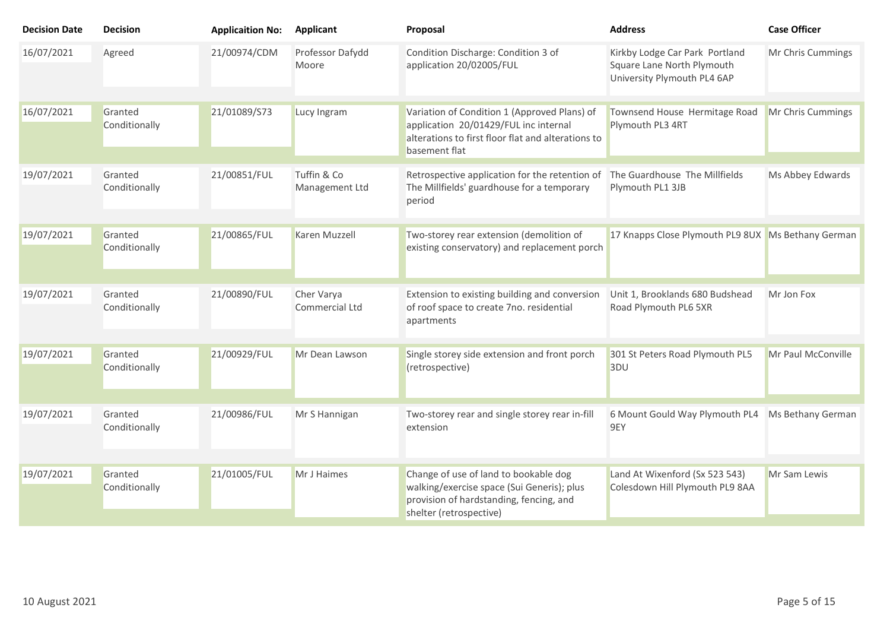| Decision Date | Decision | Applicaition No: | Applicant | Proposal | Address | Case Officer |
|---|---|---|---|---|---|---|
| 16/07/2021 | Agreed | 21/00974/CDM | Professor Dafydd Moore | Condition Discharge: Condition 3 of application 20/02005/FUL | Kirkby Lodge Car Park Portland Square Lane North Plymouth University Plymouth PL4 6AP | Mr Chris Cummings |
| 16/07/2021 | Granted Conditionally | 21/01089/S73 | Lucy Ingram | Variation of Condition 1 (Approved Plans) of application 20/01429/FUL inc internal alterations to first floor flat and alterations to basement flat | Townsend House Hermitage Road Plymouth PL3 4RT | Mr Chris Cummings |
| 19/07/2021 | Granted Conditionally | 21/00851/FUL | Tuffin & Co Management Ltd | Retrospective application for the retention of The Millfields' guardhouse for a temporary period | The Guardhouse The Millfields Plymouth PL1 3JB | Ms Abbey Edwards |
| 19/07/2021 | Granted Conditionally | 21/00865/FUL | Karen Muzzell | Two-storey rear extension (demolition of existing conservatory) and replacement porch | 17 Knapps Close Plymouth PL9 8UX | Ms Bethany German |
| 19/07/2021 | Granted Conditionally | 21/00890/FUL | Cher Varya Commercial Ltd | Extension to existing building and conversion of roof space to create 7no. residential apartments | Unit 1, Brooklands 680 Budshead Road Plymouth PL6 5XR | Mr Jon Fox |
| 19/07/2021 | Granted Conditionally | 21/00929/FUL | Mr Dean Lawson | Single storey side extension and front porch (retrospective) | 301 St Peters Road Plymouth PL5 3DU | Mr Paul McConville |
| 19/07/2021 | Granted Conditionally | 21/00986/FUL | Mr S Hannigan | Two-storey rear and single storey rear in-fill extension | 6 Mount Gould Way Plymouth PL4 9EY | Ms Bethany German |
| 19/07/2021 | Granted Conditionally | 21/01005/FUL | Mr J Haimes | Change of use of land to bookable dog walking/exercise space (Sui Generis); plus provision of hardstanding, fencing, and shelter (retrospective) | Land At Wixenford (Sx 523 543) Colesdown Hill Plymouth PL9 8AA | Mr Sam Lewis |

10 August 2021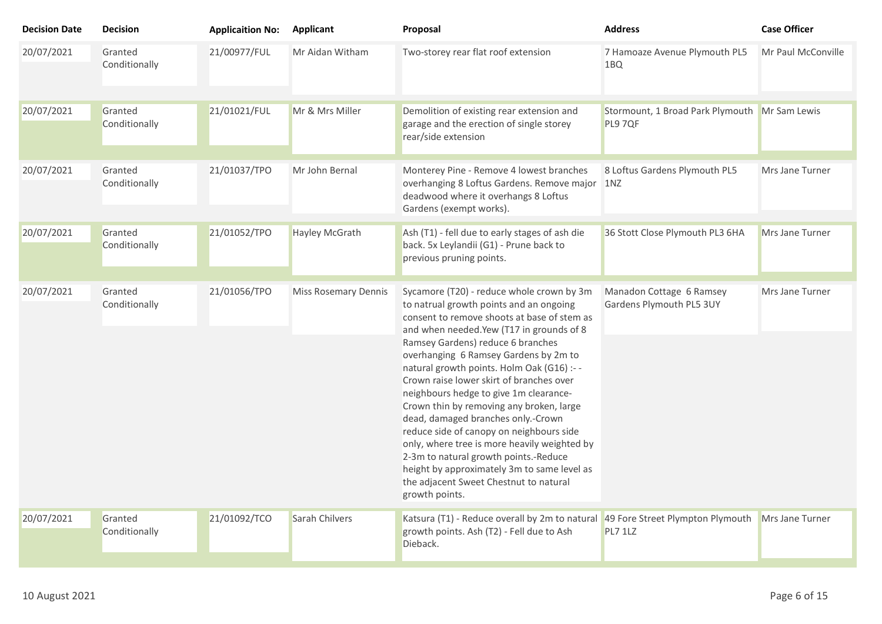| Decision Date | Decision | Applicaition No: | Applicant | Proposal | Address | Case Officer |
|---|---|---|---|---|---|---|
| 20/07/2021 | Granted Conditionally | 21/00977/FUL | Mr Aidan Witham | Two-storey rear flat roof extension | 7 Hamoaze Avenue Plymouth PL5 1BQ | Mr Paul McConville |
| 20/07/2021 | Granted Conditionally | 21/01021/FUL | Mr & Mrs Miller | Demolition of existing rear extension and garage and the erection of single storey rear/side extension | Stormount, 1 Broad Park Plymouth PL9 7QF | Mr Sam Lewis |
| 20/07/2021 | Granted Conditionally | 21/01037/TPO | Mr John Bernal | Monterey Pine - Remove 4 lowest branches overhanging 8 Loftus Gardens. Remove major deadwood where it overhangs 8 Loftus Gardens (exempt works). | 8 Loftus Gardens Plymouth PL5 1NZ | Mrs Jane Turner |
| 20/07/2021 | Granted Conditionally | 21/01052/TPO | Hayley McGrath | Ash (T1) - fell due to early stages of ash die back. 5x Leylandii (G1) - Prune back to previous pruning points. | 36 Stott Close Plymouth PL3 6HA | Mrs Jane Turner |
| 20/07/2021 | Granted Conditionally | 21/01056/TPO | Miss Rosemary Dennis | Sycamore (T20) - reduce whole crown by 3m to natrual growth points and an ongoing consent to remove shoots at base of stem as and when needed.Yew (T17 in grounds of 8 Ramsey Gardens) reduce 6 branches overhanging 6 Ramsey Gardens by 2m to natural growth points. Holm Oak (G16) :- - Crown raise lower skirt of branches over neighbours hedge to give 1m clearance- Crown thin by removing any broken, large dead, damaged branches only.-Crown reduce side of canopy on neighbours side only, where tree is more heavily weighted by 2-3m to natural growth points.-Reduce height by approximately 3m to same level as the adjacent Sweet Chestnut to natural growth points. | Manadon Cottage 6 Ramsey Gardens Plymouth PL5 3UY | Mrs Jane Turner |
| 20/07/2021 | Granted Conditionally | 21/01092/TCO | Sarah Chilvers | Katsura (T1) - Reduce overall by 2m to natural growth points. Ash (T2) - Fell due to Ash Dieback. | 49 Fore Street Plympton Plymouth PL7 1LZ | Mrs Jane Turner |

10 August 2021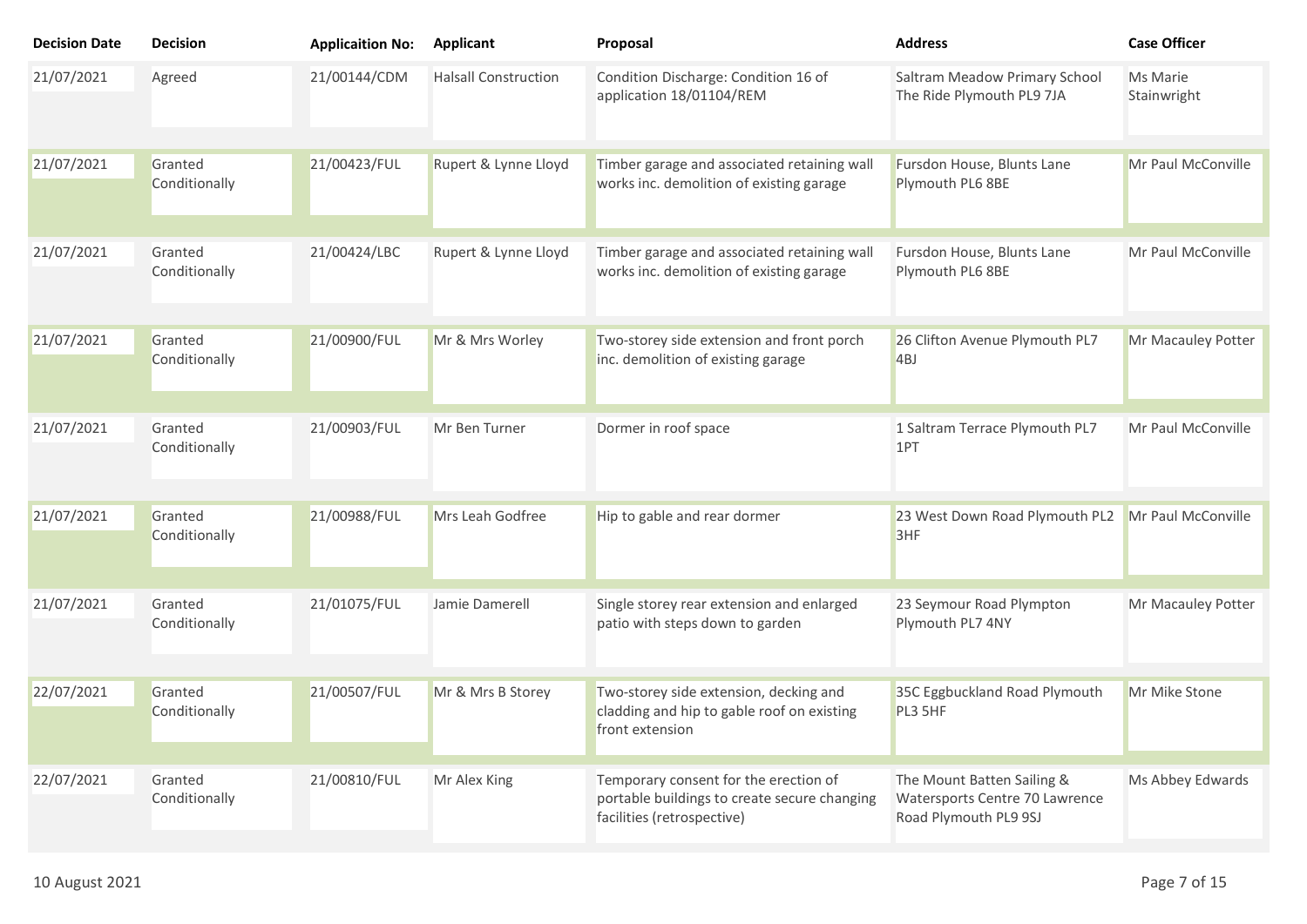| Decision Date | Decision | Applicaition No: | Applicant | Proposal | Address | Case Officer |
|---|---|---|---|---|---|---|
| 21/07/2021 | Agreed | 21/00144/CDM | Halsall Construction | Condition Discharge: Condition 16 of application 18/01104/REM | Saltram Meadow Primary School The Ride Plymouth PL9 7JA | Ms Marie Stainwright |
| 21/07/2021 | Granted Conditionally | 21/00423/FUL | Rupert & Lynne Lloyd | Timber garage and associated retaining wall works inc. demolition of existing garage | Fursdon House, Blunts Lane Plymouth PL6 8BE | Mr Paul McConville |
| 21/07/2021 | Granted Conditionally | 21/00424/LBC | Rupert & Lynne Lloyd | Timber garage and associated retaining wall works inc. demolition of existing garage | Fursdon House, Blunts Lane Plymouth PL6 8BE | Mr Paul McConville |
| 21/07/2021 | Granted Conditionally | 21/00900/FUL | Mr & Mrs Worley | Two-storey side extension and front porch inc. demolition of existing garage | 26 Clifton Avenue Plymouth PL7 4BJ | Mr Macauley Potter |
| 21/07/2021 | Granted Conditionally | 21/00903/FUL | Mr Ben Turner | Dormer in roof space | 1 Saltram Terrace Plymouth PL7 1PT | Mr Paul McConville |
| 21/07/2021 | Granted Conditionally | 21/00988/FUL | Mrs Leah Godfree | Hip to gable and rear dormer | 23 West Down Road Plymouth PL2 3HF | Mr Paul McConville |
| 21/07/2021 | Granted Conditionally | 21/01075/FUL | Jamie Damerell | Single storey rear extension and enlarged patio with steps down to garden | 23 Seymour Road Plympton Plymouth PL7 4NY | Mr Macauley Potter |
| 22/07/2021 | Granted Conditionally | 21/00507/FUL | Mr & Mrs B Storey | Two-storey side extension, decking and cladding and hip to gable roof on existing front extension | 35C Eggbuckland Road Plymouth PL3 5HF | Mr Mike Stone |
| 22/07/2021 | Granted Conditionally | 21/00810/FUL | Mr Alex King | Temporary consent for the erection of portable buildings to create secure changing facilities (retrospective) | The Mount Batten Sailing & Watersports Centre 70 Lawrence Road Plymouth PL9 9SJ | Ms Abbey Edwards |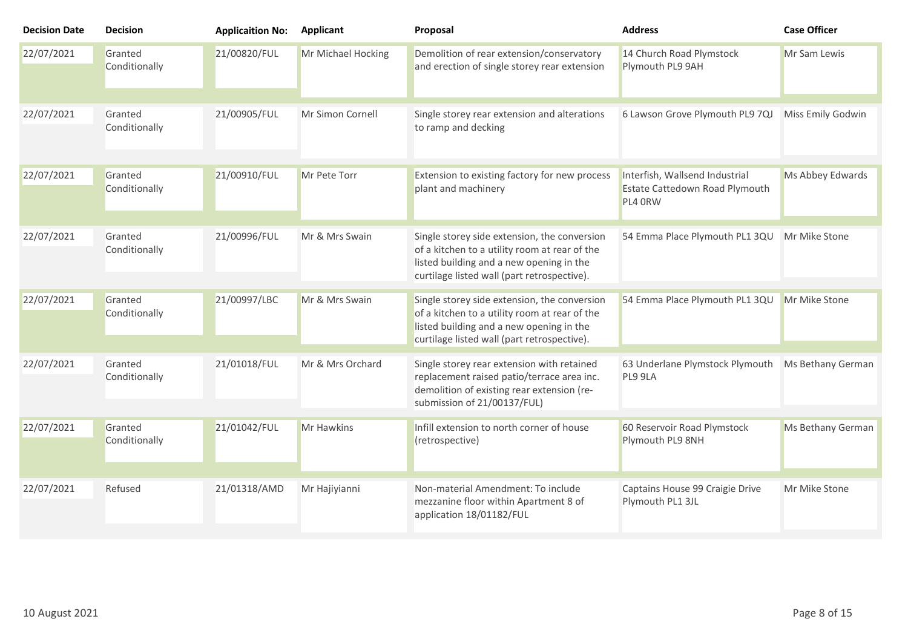| Decision Date | Decision | Applicaition No: | Applicant | Proposal | Address | Case Officer |
|---|---|---|---|---|---|---|
| 22/07/2021 | Granted Conditionally | 21/00820/FUL | Mr Michael Hocking | Demolition of rear extension/conservatory and erection of single storey rear extension | 14 Church Road Plymstock Plymouth PL9 9AH | Mr Sam Lewis |
| 22/07/2021 | Granted Conditionally | 21/00905/FUL | Mr Simon Cornell | Single storey rear extension and alterations to ramp and decking | 6 Lawson Grove Plymouth PL9 7QJ | Miss Emily Godwin |
| 22/07/2021 | Granted Conditionally | 21/00910/FUL | Mr Pete Torr | Extension to existing factory for new process plant and machinery | Interfish, Wallsend Industrial Estate Cattedown Road Plymouth PL4 0RW | Ms Abbey Edwards |
| 22/07/2021 | Granted Conditionally | 21/00996/FUL | Mr & Mrs Swain | Single storey side extension, the conversion of a kitchen to a utility room at rear of the listed building and a new opening in the curtilage listed wall (part retrospective). | 54 Emma Place Plymouth PL1 3QU | Mr Mike Stone |
| 22/07/2021 | Granted Conditionally | 21/00997/LBC | Mr & Mrs Swain | Single storey side extension, the conversion of a kitchen to a utility room at rear of the listed building and a new opening in the curtilage listed wall (part retrospective). | 54 Emma Place Plymouth PL1 3QU | Mr Mike Stone |
| 22/07/2021 | Granted Conditionally | 21/01018/FUL | Mr & Mrs Orchard | Single storey rear extension with retained replacement raised patio/terrace area inc. demolition of existing rear extension (re-submission of 21/00137/FUL) | 63 Underlane Plymstock Plymouth PL9 9LA | Ms Bethany German |
| 22/07/2021 | Granted Conditionally | 21/01042/FUL | Mr Hawkins | Infill extension to north corner of house (retrospective) | 60 Reservoir Road Plymstock Plymouth PL9 8NH | Ms Bethany German |
| 22/07/2021 | Refused | 21/01318/AMD | Mr Hajiyianni | Non-material Amendment: To include mezzanine floor within Apartment 8 of application 18/01182/FUL | Captains House 99 Craigie Drive Plymouth PL1 3JL | Mr Mike Stone |

10 August 2021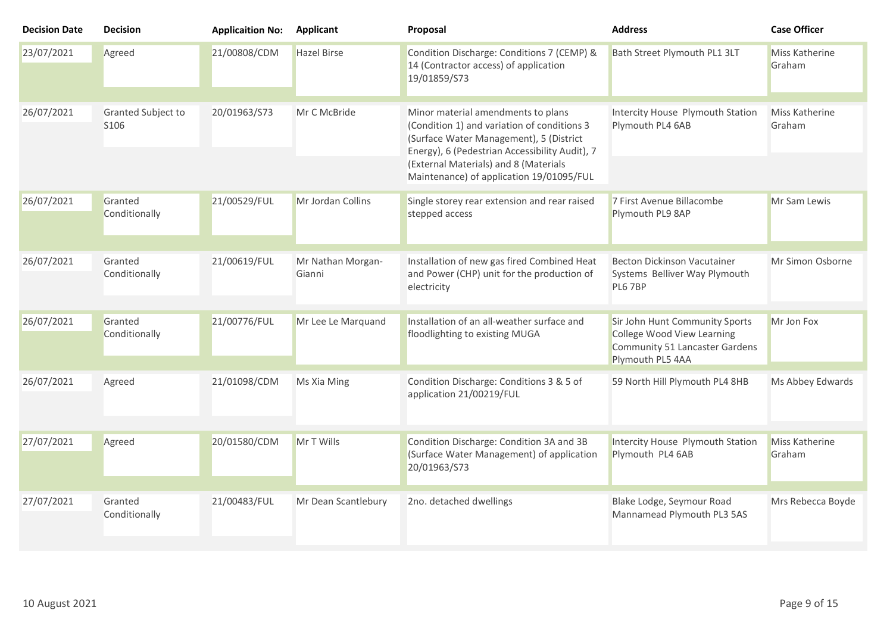| Decision Date | Decision | Applicaition No: | Applicant | Proposal | Address | Case Officer |
| --- | --- | --- | --- | --- | --- | --- |
| 23/07/2021 | Agreed | 21/00808/CDM | Hazel Birse | Condition Discharge: Conditions 7 (CEMP) & 14 (Contractor access) of application 19/01859/S73 | Bath Street Plymouth PL1 3LT | Miss Katherine Graham |
| 26/07/2021 | Granted Subject to S106 | 20/01963/S73 | Mr C McBride | Minor material amendments to plans (Condition 1) and variation of conditions 3 (Surface Water Management), 5 (District Energy), 6 (Pedestrian Accessibility Audit), 7 (External Materials) and 8 (Materials Maintenance) of application 19/01095/FUL | Intercity House Plymouth Station Plymouth PL4 6AB | Miss Katherine Graham |
| 26/07/2021 | Granted Conditionally | 21/00529/FUL | Mr Jordan Collins | Single storey rear extension and rear raised stepped access | 7 First Avenue Billacombe Plymouth PL9 8AP | Mr Sam Lewis |
| 26/07/2021 | Granted Conditionally | 21/00619/FUL | Mr Nathan Morgan-Gianni | Installation of new gas fired Combined Heat and Power (CHP) unit for the production of electricity | Becton Dickinson Vacutainer Systems Belliver Way Plymouth PL6 7BP | Mr Simon Osborne |
| 26/07/2021 | Granted Conditionally | 21/00776/FUL | Mr Lee Le Marquand | Installation of an all-weather surface and floodlighting to existing MUGA | Sir John Hunt Community Sports College Wood View Learning Community 51 Lancaster Gardens Plymouth PL5 4AA | Mr Jon Fox |
| 26/07/2021 | Agreed | 21/01098/CDM | Ms Xia Ming | Condition Discharge: Conditions 3 & 5 of application 21/00219/FUL | 59 North Hill Plymouth PL4 8HB | Ms Abbey Edwards |
| 27/07/2021 | Agreed | 20/01580/CDM | Mr T Wills | Condition Discharge: Condition 3A and 3B (Surface Water Management) of application 20/01963/S73 | Intercity House Plymouth Station Plymouth PL4 6AB | Miss Katherine Graham |
| 27/07/2021 | Granted Conditionally | 21/00483/FUL | Mr Dean Scantlebury | 2no. detached dwellings | Blake Lodge, Seymour Road Mannamead Plymouth PL3 5AS | Mrs Rebecca Boyde |

10 August 2021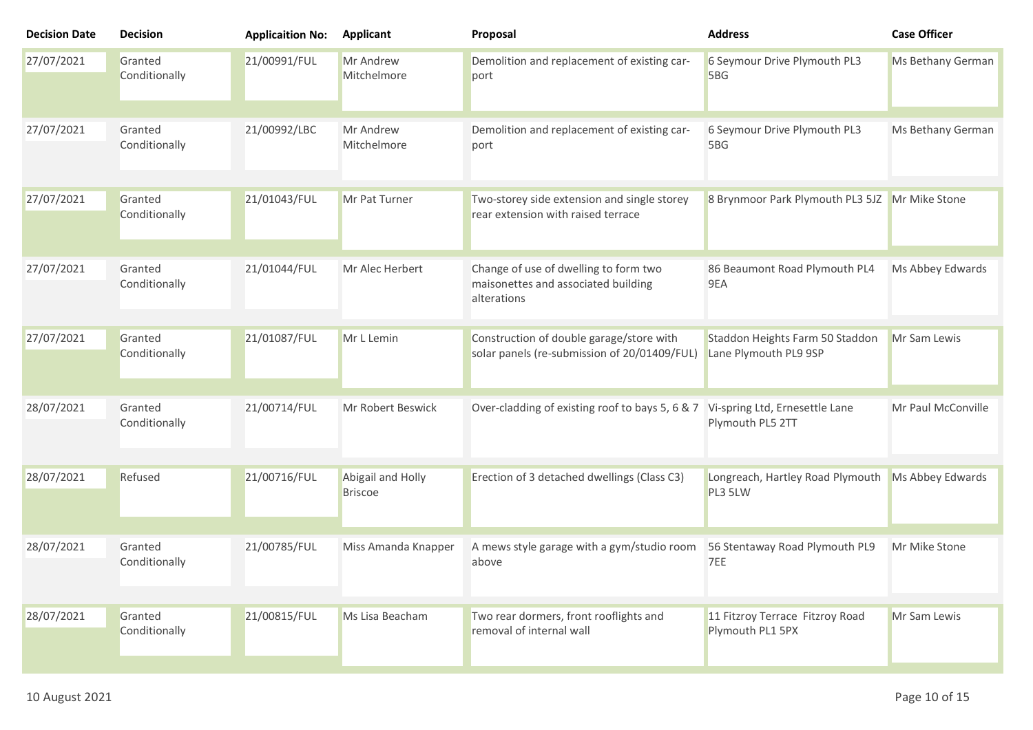| Decision Date | Decision | Applicaition No: | Applicant | Proposal | Address | Case Officer |
|---|---|---|---|---|---|---|
| 27/07/2021 | Granted Conditionally | 21/00991/FUL | Mr Andrew Mitchelmore | Demolition and replacement of existing car-port | 6 Seymour Drive Plymouth PL3 5BG | Ms Bethany German |
| 27/07/2021 | Granted Conditionally | 21/00992/LBC | Mr Andrew Mitchelmore | Demolition and replacement of existing car-port | 6 Seymour Drive Plymouth PL3 5BG | Ms Bethany German |
| 27/07/2021 | Granted Conditionally | 21/01043/FUL | Mr Pat Turner | Two-storey side extension and single storey rear extension with raised terrace | 8 Brynmoor Park Plymouth PL3 5JZ | Mr Mike Stone |
| 27/07/2021 | Granted Conditionally | 21/01044/FUL | Mr Alec Herbert | Change of use of dwelling to form two maisonettes and associated building alterations | 86 Beaumont Road Plymouth PL4 9EA | Ms Abbey Edwards |
| 27/07/2021 | Granted Conditionally | 21/01087/FUL | Mr L Lemin | Construction of double garage/store with solar panels (re-submission of 20/01409/FUL) | Staddon Heights Farm 50 Staddon Lane Plymouth PL9 9SP | Mr Sam Lewis |
| 28/07/2021 | Granted Conditionally | 21/00714/FUL | Mr Robert Beswick | Over-cladding of existing roof to bays 5, 6 & 7 | Vi-spring Ltd, Ernesettle Lane Plymouth PL5 2TT | Mr Paul McConville |
| 28/07/2021 | Refused | 21/00716/FUL | Abigail and Holly Briscoe | Erection of 3 detached dwellings (Class C3) | Longreach, Hartley Road Plymouth PL3 5LW | Ms Abbey Edwards |
| 28/07/2021 | Granted Conditionally | 21/00785/FUL | Miss Amanda Knapper | A mews style garage with a gym/studio room above | 56 Stentaway Road Plymouth PL9 7EE | Mr Mike Stone |
| 28/07/2021 | Granted Conditionally | 21/00815/FUL | Ms Lisa Beacham | Two rear dormers, front rooflights and removal of internal wall | 11 Fitzroy Terrace Fitzroy Road Plymouth PL1 5PX | Mr Sam Lewis |

10 August 2021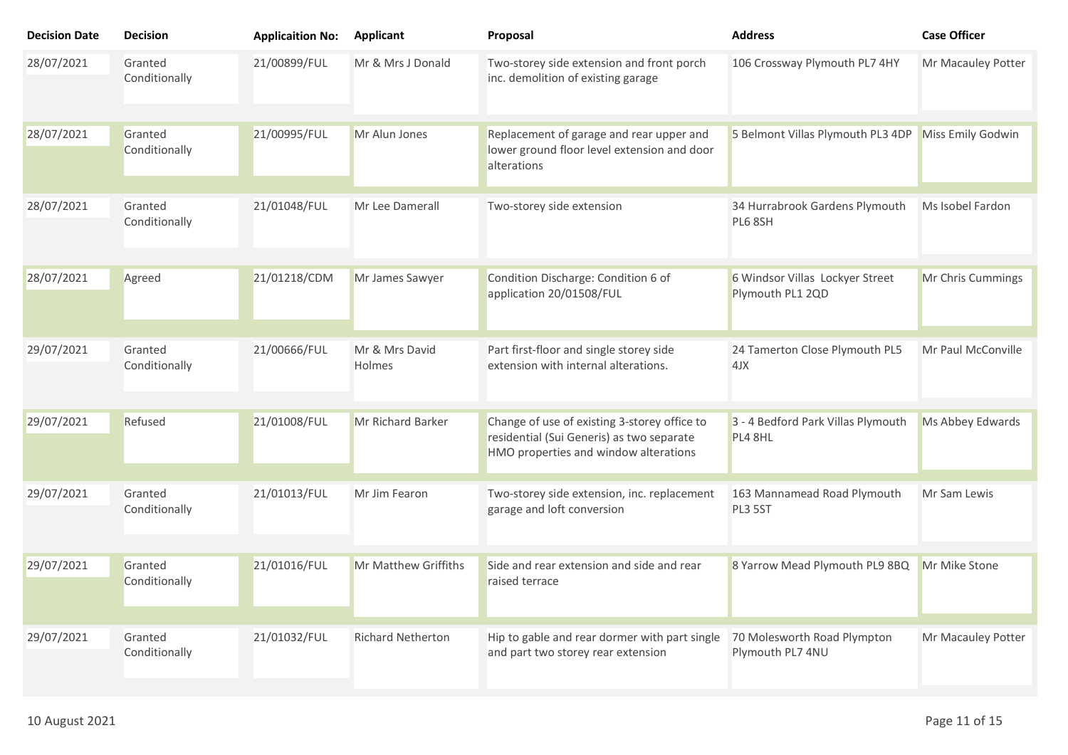| Decision Date | Decision | Applicaition No: | Applicant | Proposal | Address | Case Officer |
| --- | --- | --- | --- | --- | --- | --- |
| 28/07/2021 | Granted Conditionally | 21/00899/FUL | Mr & Mrs J Donald | Two-storey side extension and front porch inc. demolition of existing garage | 106 Crossway Plymouth PL7 4HY | Mr Macauley Potter |
| 28/07/2021 | Granted Conditionally | 21/00995/FUL | Mr Alun Jones | Replacement of garage and rear upper and lower ground floor level extension and door alterations | 5 Belmont Villas Plymouth PL3 4DP | Miss Emily Godwin |
| 28/07/2021 | Granted Conditionally | 21/01048/FUL | Mr Lee Damerall | Two-storey side extension | 34 Hurrabrook Gardens Plymouth PL6 8SH | Ms Isobel Fardon |
| 28/07/2021 | Agreed | 21/01218/CDM | Mr James Sawyer | Condition Discharge: Condition 6 of application 20/01508/FUL | 6 Windsor Villas Lockyer Street Plymouth PL1 2QD | Mr Chris Cummings |
| 29/07/2021 | Granted Conditionally | 21/00666/FUL | Mr & Mrs David Holmes | Part first-floor and single storey side extension with internal alterations. | 24 Tamerton Close Plymouth PL5 4JX | Mr Paul McConville |
| 29/07/2021 | Refused | 21/01008/FUL | Mr Richard Barker | Change of use of existing 3-storey office to residential (Sui Generis) as two separate HMO properties and window alterations | 3 - 4 Bedford Park Villas Plymouth PL4 8HL | Ms Abbey Edwards |
| 29/07/2021 | Granted Conditionally | 21/01013/FUL | Mr Jim Fearon | Two-storey side extension, inc. replacement garage and loft conversion | 163 Mannamead Road Plymouth PL3 5ST | Mr Sam Lewis |
| 29/07/2021 | Granted Conditionally | 21/01016/FUL | Mr Matthew Griffiths | Side and rear extension and side and rear raised terrace | 8 Yarrow Mead Plymouth PL9 8BQ | Mr Mike Stone |
| 29/07/2021 | Granted Conditionally | 21/01032/FUL | Richard Netherton | Hip to gable and rear dormer with part single and part two storey rear extension | 70 Molesworth Road Plympton Plymouth PL7 4NU | Mr Macauley Potter |

10 August 2021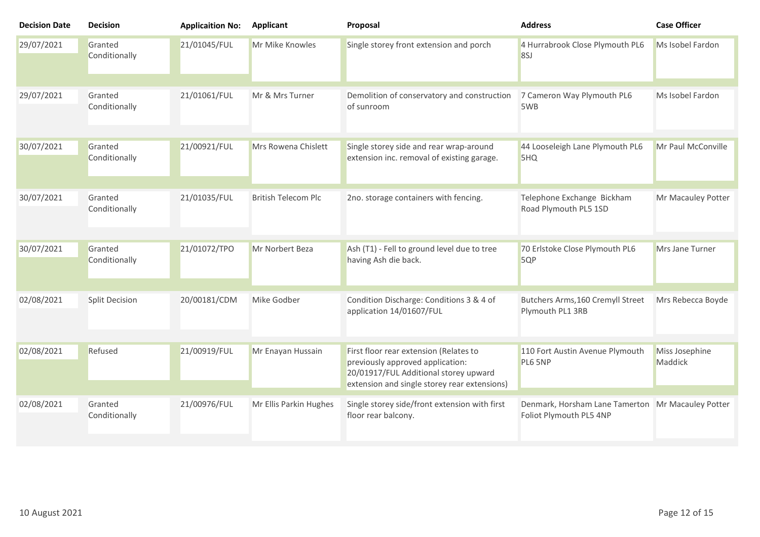| Decision Date | Decision | Applicaition No: | Applicant | Proposal | Address | Case Officer |
|---|---|---|---|---|---|---|
| 29/07/2021 | Granted Conditionally | 21/01045/FUL | Mr Mike Knowles | Single storey front extension and porch | 4 Hurrabrook Close Plymouth PL6 8SJ | Ms Isobel Fardon |
| 29/07/2021 | Granted Conditionally | 21/01061/FUL | Mr & Mrs Turner | Demolition of conservatory and construction of sunroom | 7 Cameron Way Plymouth PL6 5WB | Ms Isobel Fardon |
| 30/07/2021 | Granted Conditionally | 21/00921/FUL | Mrs Rowena Chislett | Single storey side and rear wrap-around extension inc. removal of existing garage. | 44 Looseleigh Lane Plymouth PL6 5HQ | Mr Paul McConville |
| 30/07/2021 | Granted Conditionally | 21/01035/FUL | British Telecom Plc | 2no. storage containers with fencing. | Telephone Exchange Bickham Road Plymouth PL5 1SD | Mr Macauley Potter |
| 30/07/2021 | Granted Conditionally | 21/01072/TPO | Mr Norbert Beza | Ash (T1) - Fell to ground level due to tree having Ash die back. | 70 Erlstoke Close Plymouth PL6 5QP | Mrs Jane Turner |
| 02/08/2021 | Split Decision | 20/00181/CDM | Mike Godber | Condition Discharge: Conditions 3 & 4 of application 14/01607/FUL | Butchers Arms,160 Cremyll Street Plymouth PL1 3RB | Mrs Rebecca Boyde |
| 02/08/2021 | Refused | 21/00919/FUL | Mr Enayan Hussain | First floor rear extension (Relates to previously approved application: 20/01917/FUL Additional storey upward extension and single storey rear extensions) | 110 Fort Austin Avenue Plymouth PL6 5NP | Miss Josephine Maddick |
| 02/08/2021 | Granted Conditionally | 21/00976/FUL | Mr Ellis Parkin Hughes | Single storey side/front extension with first floor rear balcony. | Denmark, Horsham Lane Tamerton Foliot Plymouth PL5 4NP | Mr Macauley Potter |

10 August 2021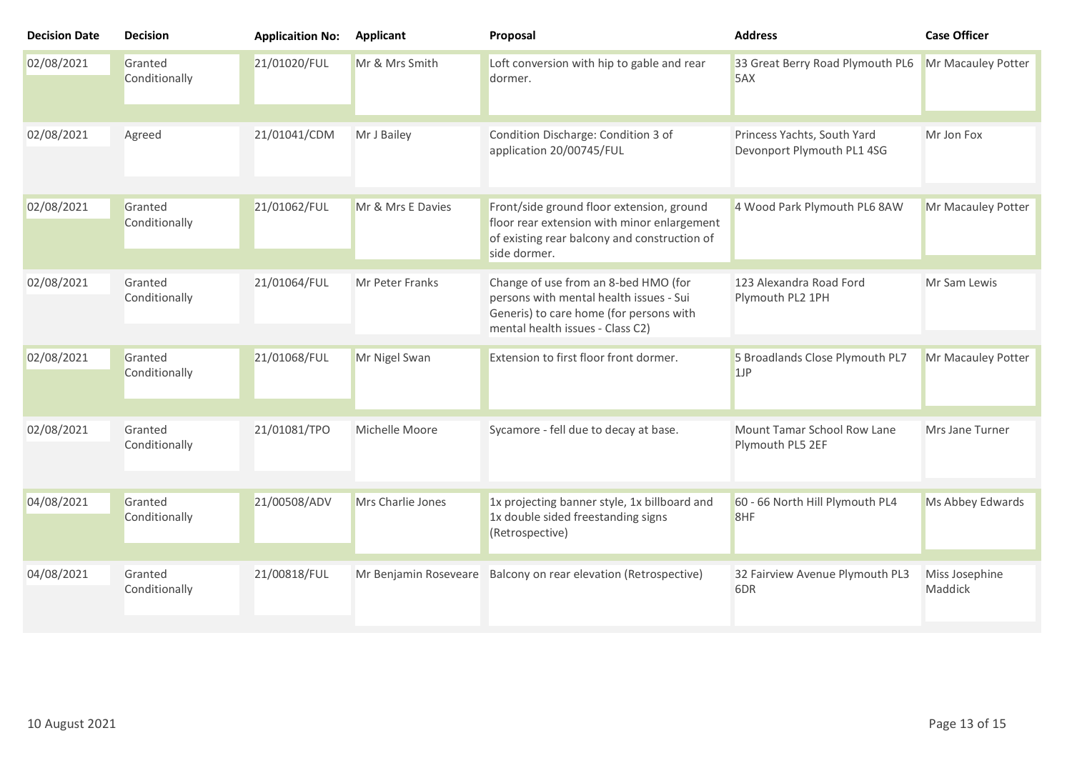| Decision Date | Decision | Applicaition No: | Applicant | Proposal | Address | Case Officer |
|---|---|---|---|---|---|---|
| 02/08/2021 | Granted Conditionally | 21/01020/FUL | Mr & Mrs Smith | Loft conversion with hip to gable and rear dormer. | 33 Great Berry Road Plymouth PL6 5AX | Mr Macauley Potter |
| 02/08/2021 | Agreed | 21/01041/CDM | Mr J Bailey | Condition Discharge: Condition 3 of application 20/00745/FUL | Princess Yachts, South Yard Devonport Plymouth PL1 4SG | Mr Jon Fox |
| 02/08/2021 | Granted Conditionally | 21/01062/FUL | Mr & Mrs E Davies | Front/side ground floor extension, ground floor rear extension with minor enlargement of existing rear balcony and construction of side dormer. | 4 Wood Park Plymouth PL6 8AW | Mr Macauley Potter |
| 02/08/2021 | Granted Conditionally | 21/01064/FUL | Mr Peter Franks | Change of use from an 8-bed HMO (for persons with mental health issues - Sui Generis) to care home (for persons with mental health issues - Class C2) | 123 Alexandra Road Ford Plymouth PL2 1PH | Mr Sam Lewis |
| 02/08/2021 | Granted Conditionally | 21/01068/FUL | Mr Nigel Swan | Extension to first floor front dormer. | 5 Broadlands Close Plymouth PL7 1JP | Mr Macauley Potter |
| 02/08/2021 | Granted Conditionally | 21/01081/TPO | Michelle Moore | Sycamore - fell due to decay at base. | Mount Tamar School Row Lane Plymouth PL5 2EF | Mrs Jane Turner |
| 04/08/2021 | Granted Conditionally | 21/00508/ADV | Mrs Charlie Jones | 1x projecting banner style, 1x billboard and 1x double sided freestanding signs (Retrospective) | 60 - 66 North Hill Plymouth PL4 8HF | Ms Abbey Edwards |
| 04/08/2021 | Granted Conditionally | 21/00818/FUL | Mr Benjamin Roseveare | Balcony on rear elevation (Retrospective) | 32 Fairview Avenue Plymouth PL3 6DR | Miss Josephine Maddick |

10 August 2021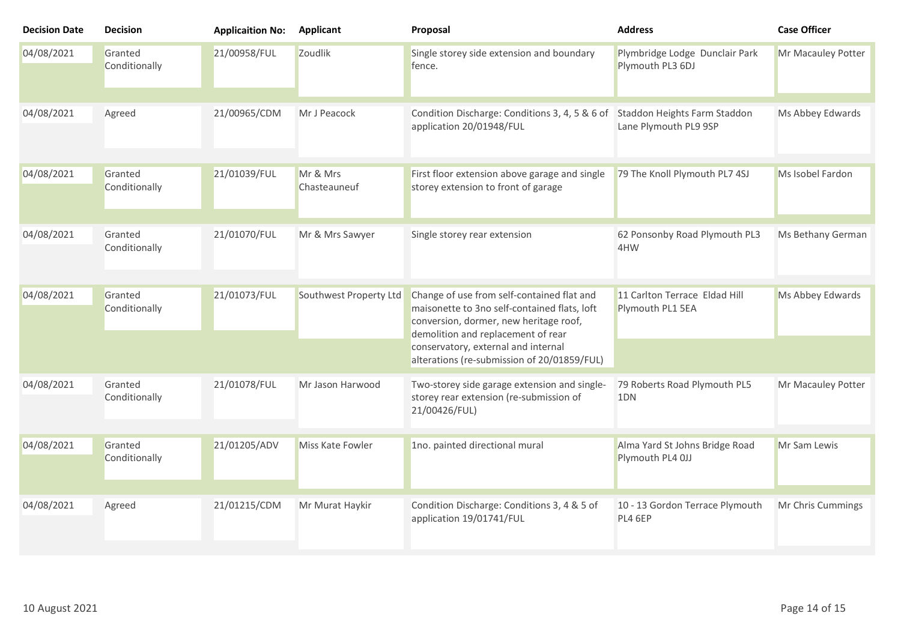| Decision Date | Decision | Applicaition No: | Applicant | Proposal | Address | Case Officer |
|---|---|---|---|---|---|---|
| 04/08/2021 | Granted Conditionally | 21/00958/FUL | Zoudlik | Single storey side extension and boundary fence. | Plymbridge Lodge Dunclair Park Plymouth PL3 6DJ | Mr Macauley Potter |
| 04/08/2021 | Agreed | 21/00965/CDM | Mr J Peacock | Condition Discharge: Conditions 3, 4, 5 & 6 of application 20/01948/FUL | Staddon Heights Farm Staddon Lane Plymouth PL9 9SP | Ms Abbey Edwards |
| 04/08/2021 | Granted Conditionally | 21/01039/FUL | Mr & Mrs Chasteauneuf | First floor extension above garage and single storey extension to front of garage | 79 The Knoll Plymouth PL7 4SJ | Ms Isobel Fardon |
| 04/08/2021 | Granted Conditionally | 21/01070/FUL | Mr & Mrs Sawyer | Single storey rear extension | 62 Ponsonby Road Plymouth PL3 4HW | Ms Bethany German |
| 04/08/2021 | Granted Conditionally | 21/01073/FUL | Southwest Property Ltd | Change of use from self-contained flat and maisonette to 3no self-contained flats, loft conversion, dormer, new heritage roof, demolition and replacement of rear conservatory, external and internal alterations (re-submission of 20/01859/FUL) | 11 Carlton Terrace Eldad Hill Plymouth PL1 5EA | Ms Abbey Edwards |
| 04/08/2021 | Granted Conditionally | 21/01078/FUL | Mr Jason Harwood | Two-storey side garage extension and single-storey rear extension (re-submission of 21/00426/FUL) | 79 Roberts Road Plymouth PL5 1DN | Mr Macauley Potter |
| 04/08/2021 | Granted Conditionally | 21/01205/ADV | Miss Kate Fowler | 1no. painted directional mural | Alma Yard St Johns Bridge Road Plymouth PL4 0JJ | Mr Sam Lewis |
| 04/08/2021 | Agreed | 21/01215/CDM | Mr Murat Haykir | Condition Discharge: Conditions 3, 4 & 5 of application 19/01741/FUL | 10 - 13 Gordon Terrace Plymouth PL4 6EP | Mr Chris Cummings |

10 August 2021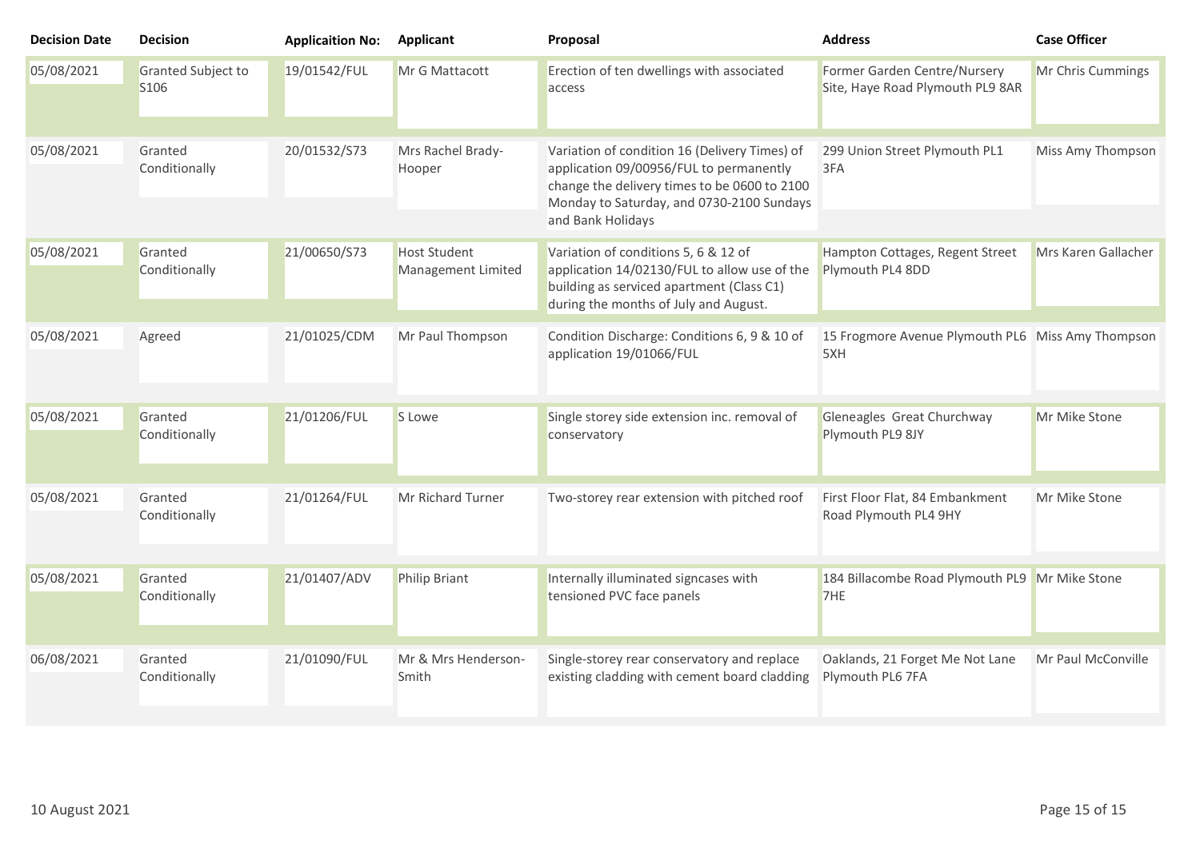| Decision Date | Decision | Applicaition No: | Applicant | Proposal | Address | Case Officer |
|---|---|---|---|---|---|---|
| 05/08/2021 | Granted Subject to S106 | 19/01542/FUL | Mr G Mattacott | Erection of ten dwellings with associated access | Former Garden Centre/Nursery Site, Haye Road Plymouth PL9 8AR | Mr Chris Cummings |
| 05/08/2021 | Granted Conditionally | 20/01532/S73 | Mrs Rachel Brady-Hooper | Variation of condition 16 (Delivery Times) of application 09/00956/FUL to permanently change the delivery times to be 0600 to 2100 Monday to Saturday, and 0730-2100 Sundays and Bank Holidays | 299 Union Street Plymouth PL1 3FA | Miss Amy Thompson |
| 05/08/2021 | Granted Conditionally | 21/00650/S73 | Host Student Management Limited | Variation of conditions 5, 6 & 12 of application 14/02130/FUL to allow use of the building as serviced apartment (Class C1) during the months of July and August. | Hampton Cottages, Regent Street Plymouth PL4 8DD | Mrs Karen Gallacher |
| 05/08/2021 | Agreed | 21/01025/CDM | Mr Paul Thompson | Condition Discharge: Conditions 6, 9 & 10 of application 19/01066/FUL | 15 Frogmore Avenue Plymouth PL6 5XH | Miss Amy Thompson |
| 05/08/2021 | Granted Conditionally | 21/01206/FUL | S Lowe | Single storey side extension inc. removal of conservatory | Gleneagles Great Churchway Plymouth PL9 8JY | Mr Mike Stone |
| 05/08/2021 | Granted Conditionally | 21/01264/FUL | Mr Richard Turner | Two-storey rear extension with pitched roof | First Floor Flat, 84 Embankment Road Plymouth PL4 9HY | Mr Mike Stone |
| 05/08/2021 | Granted Conditionally | 21/01407/ADV | Philip Briant | Internally illuminated signcases with tensioned PVC face panels | 184 Billacombe Road Plymouth PL9 7HE | Mr Mike Stone |
| 06/08/2021 | Granted Conditionally | 21/01090/FUL | Mr & Mrs Henderson-Smith | Single-storey rear conservatory and replace existing cladding with cement board cladding | Oaklands, 21 Forget Me Not Lane Plymouth PL6 7FA | Mr Paul McConville |